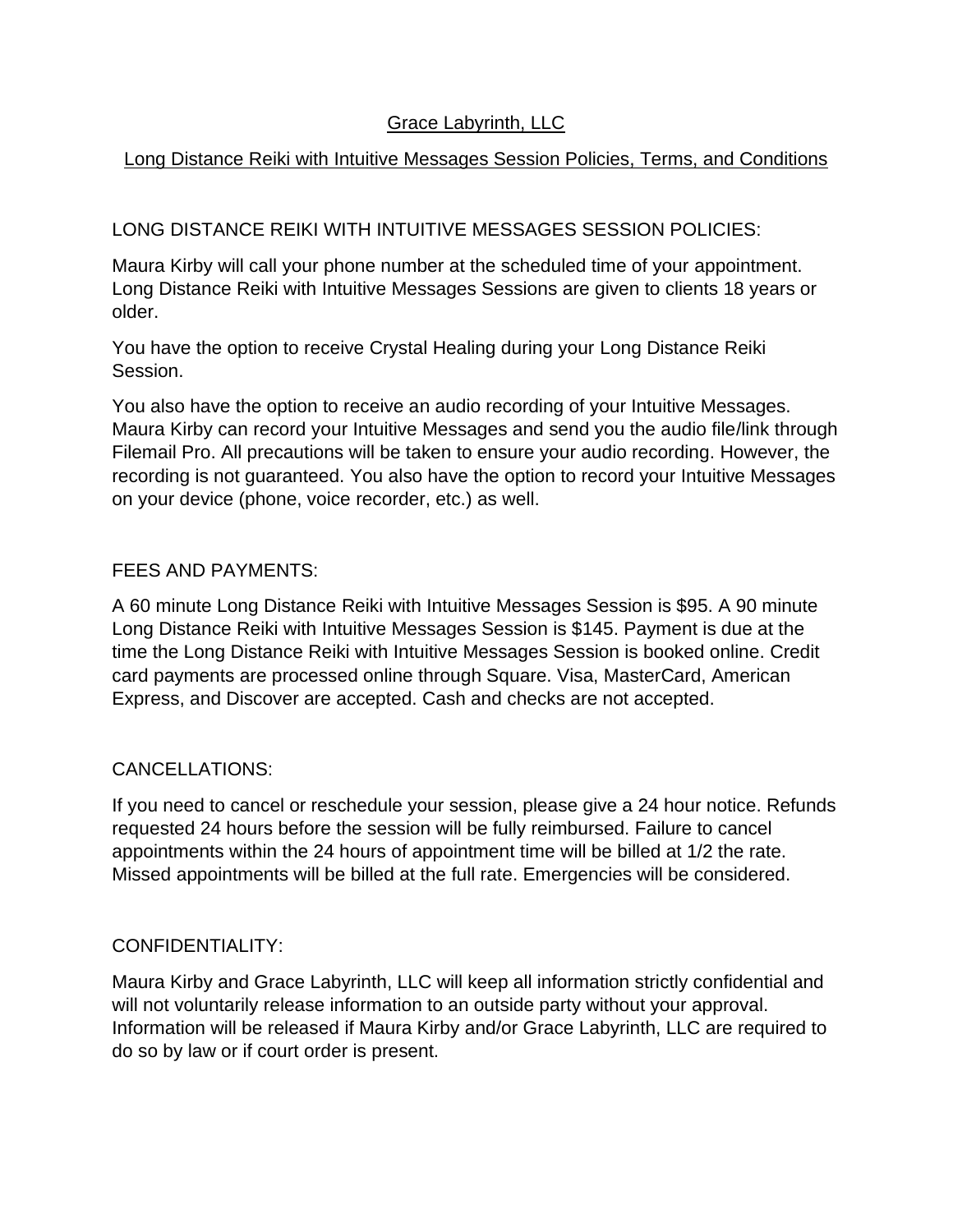# Grace Labyrinth, LLC

## Long Distance Reiki with Intuitive Messages Session Policies, Terms, and Conditions

### LONG DISTANCE REIKI WITH INTUITIVE MESSAGES SESSION POLICIES:

Maura Kirby will call your phone number at the scheduled time of your appointment. Long Distance Reiki with Intuitive Messages Sessions are given to clients 18 years or older.

You have the option to receive Crystal Healing during your Long Distance Reiki Session.

You also have the option to receive an audio recording of your Intuitive Messages. Maura Kirby can record your Intuitive Messages and send you the audio file/link through Filemail Pro. All precautions will be taken to ensure your audio recording. However, the recording is not guaranteed. You also have the option to record your Intuitive Messages on your device (phone, voice recorder, etc.) as well.

### FEES AND PAYMENTS:

A 60 minute Long Distance Reiki with Intuitive Messages Session is $95. A 90 minute Long Distance Reiki with Intuitive Messages Session is $145. Payment is due at the time the Long Distance Reiki with Intuitive Messages Session is booked online. Credit card payments are processed online through Square. Visa, MasterCard, American Express, and Discover are accepted. Cash and checks are not accepted.

### CANCELLATIONS:

If you need to cancel or reschedule your session, please give a 24 hour notice. Refunds requested 24 hours before the session will be fully reimbursed. Failure to cancel appointments within the 24 hours of appointment time will be billed at 1/2 the rate. Missed appointments will be billed at the full rate. Emergencies will be considered.

### CONFIDENTIALITY:

Maura Kirby and Grace Labyrinth, LLC will keep all information strictly confidential and will not voluntarily release information to an outside party without your approval. Information will be released if Maura Kirby and/or Grace Labyrinth, LLC are required to do so by law or if court order is present.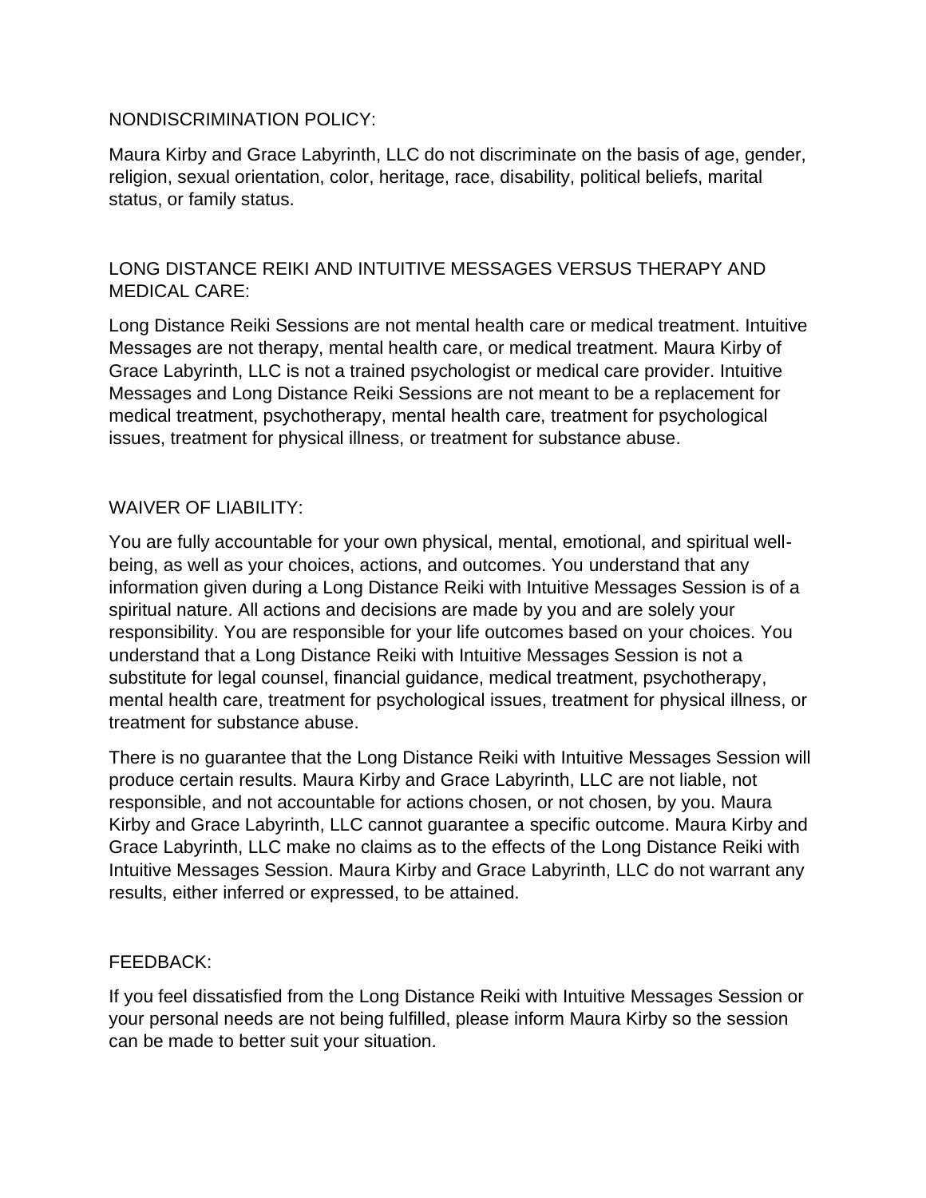## NONDISCRIMINATION POLICY:

Maura Kirby and Grace Labyrinth, LLC do not discriminate on the basis of age, gender, religion, sexual orientation, color, heritage, race, disability, political beliefs, marital status, or family status.

## LONG DISTANCE REIKI AND INTUITIVE MESSAGES VERSUS THERAPY AND MEDICAL CARE:

Long Distance Reiki Sessions are not mental health care or medical treatment. Intuitive Messages are not therapy, mental health care, or medical treatment. Maura Kirby of Grace Labyrinth, LLC is not a trained psychologist or medical care provider. Intuitive Messages and Long Distance Reiki Sessions are not meant to be a replacement for medical treatment, psychotherapy, mental health care, treatment for psychological issues, treatment for physical illness, or treatment for substance abuse.

## WAIVER OF LIABILITY:

You are fully accountable for your own physical, mental, emotional, and spiritual well-being, as well as your choices, actions, and outcomes. You understand that any information given during a Long Distance Reiki with Intuitive Messages Session is of a spiritual nature. All actions and decisions are made by you and are solely your responsibility. You are responsible for your life outcomes based on your choices. You understand that a Long Distance Reiki with Intuitive Messages Session is not a substitute for legal counsel, financial guidance, medical treatment, psychotherapy, mental health care, treatment for psychological issues, treatment for physical illness, or treatment for substance abuse.

There is no guarantee that the Long Distance Reiki with Intuitive Messages Session will produce certain results. Maura Kirby and Grace Labyrinth, LLC are not liable, not responsible, and not accountable for actions chosen, or not chosen, by you. Maura Kirby and Grace Labyrinth, LLC cannot guarantee a specific outcome. Maura Kirby and Grace Labyrinth, LLC make no claims as to the effects of the Long Distance Reiki with Intuitive Messages Session. Maura Kirby and Grace Labyrinth, LLC do not warrant any results, either inferred or expressed, to be attained.

## FEEDBACK:

If you feel dissatisfied from the Long Distance Reiki with Intuitive Messages Session or your personal needs are not being fulfilled, please inform Maura Kirby so the session can be made to better suit your situation.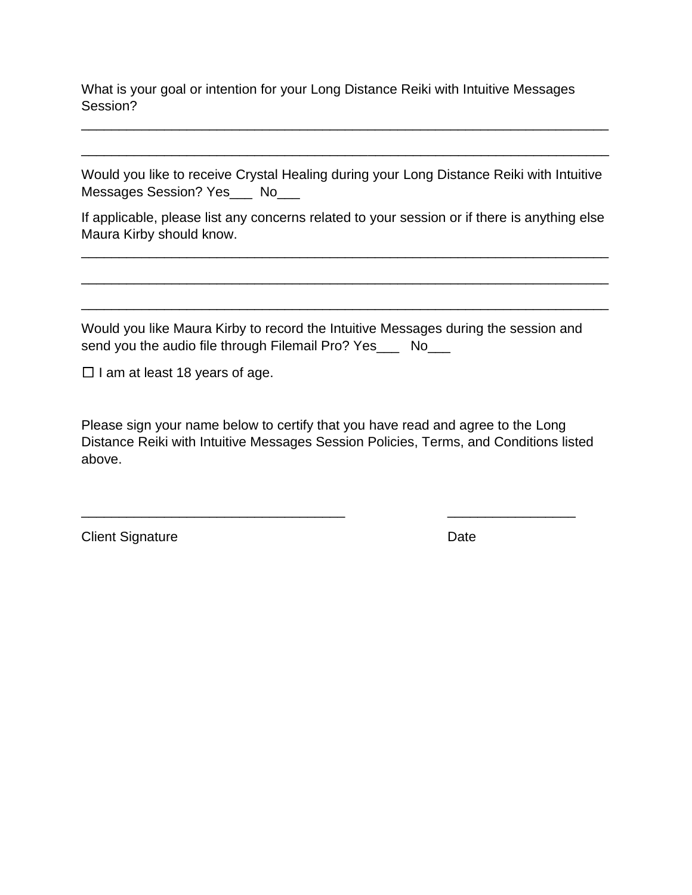What is your goal or intention for your Long Distance Reiki with Intuitive Messages Session?

________________________________________________________________________

________________________________________________________________________

Would you like to receive Crystal Healing during your Long Distance Reiki with Intuitive Messages Session? Yes___  No___

If applicable, please list any concerns related to your session or if there is anything else Maura Kirby should know.

________________________________________________________________________

________________________________________________________________________

________________________________________________________________________

Would you like Maura Kirby to record the Intuitive Messages during the session and send you the audio file through Filemail Pro? Yes___   No___

☐ I am at least 18 years of age.

Please sign your name below to certify that you have read and agree to the Long Distance Reiki with Intuitive Messages Session Policies, Terms, and Conditions listed above.

___________________________________                    _________________

Client Signature                                                                 Date